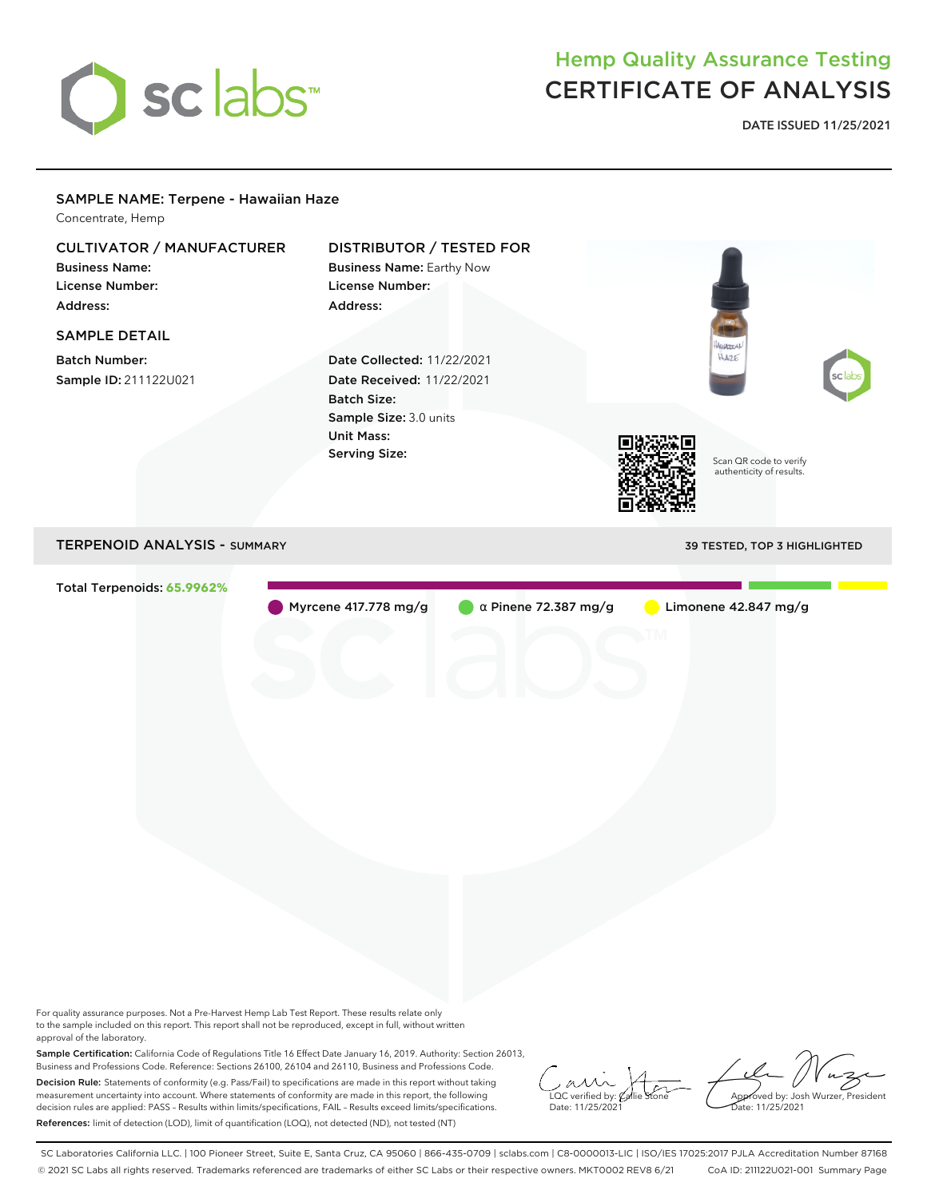sc labs

# Hemp Quality Assurance Testing
# CERTIFICATE OF ANALYSIS

**DATE ISSUED 11/25/2021**

## SAMPLE NAME: Terpene - Hawaiian Haze

Concentrate, Hemp

### CULTIVATOR / MANUFACTURER

**Business Name:**
**License Number:**
**Address:**

### DISTRIBUTOR / TESTED FOR

**Business Name:** Earthy Now
**License Number:**
**Address:**

### SAMPLE DETAIL

**Batch Number:**
**Sample ID:** 211122U021

**Date Collected:** 11/22/2021
**Date Received:** 11/22/2021
**Batch Size:**
**Sample Size:** 3.0 units
**Unit Mass:**
**Serving Size:**

Scan QR code to verify authenticity of results.

## TERPENOID ANALYSIS - SUMMARY

**39 TESTED, TOP 3 HIGHLIGHTED**

**Total Terpenoids: 65.9962%**

- Myrcene 417.778 mg/g
- α Pinene 72.387 mg/g
- Limonene 42.847 mg/g

For quality assurance purposes. Not a Pre-Harvest Hemp Lab Test Report. These results relate only to the sample included on this report. This report shall not be reproduced, except in full, without written approval of the laboratory.

**Sample Certification:** California Code of Regulations Title 16 Effect Date January 16, 2019. Authority: Section 26013, Business and Professions Code. Reference: Sections 26100, 26104 and 26110, Business and Professions Code.

**Decision Rule:** Statements of conformity (e.g. Pass/Fail) to specifications are made in this report without taking measurement uncertainty into account. Where statements of conformity are made in this report, the following decision rules are applied: PASS – Results within limits/specifications, FAIL – Results exceed limits/specifications.

**References:** limit of detection (LOD), limit of quantification (LOQ), not detected (ND), not tested (NT)

LQC verified by: Callie Stone
Date: 11/25/2021

Approved by: Josh Wurzer, President
Date: 11/25/2021

SC Laboratories California LLC. | 100 Pioneer Street, Suite E, Santa Cruz, CA 95060 | 866-435-0709 | sclabs.com | C8-0000013-LIC | ISO/IES 17025:2017 PJLA Accreditation Number 87168
© 2021 SC Labs all rights reserved. Trademarks referenced are trademarks of either SC Labs or their respective owners. MKT0002 REV8 6/21 CoA ID: 211122U021-001 Summary Page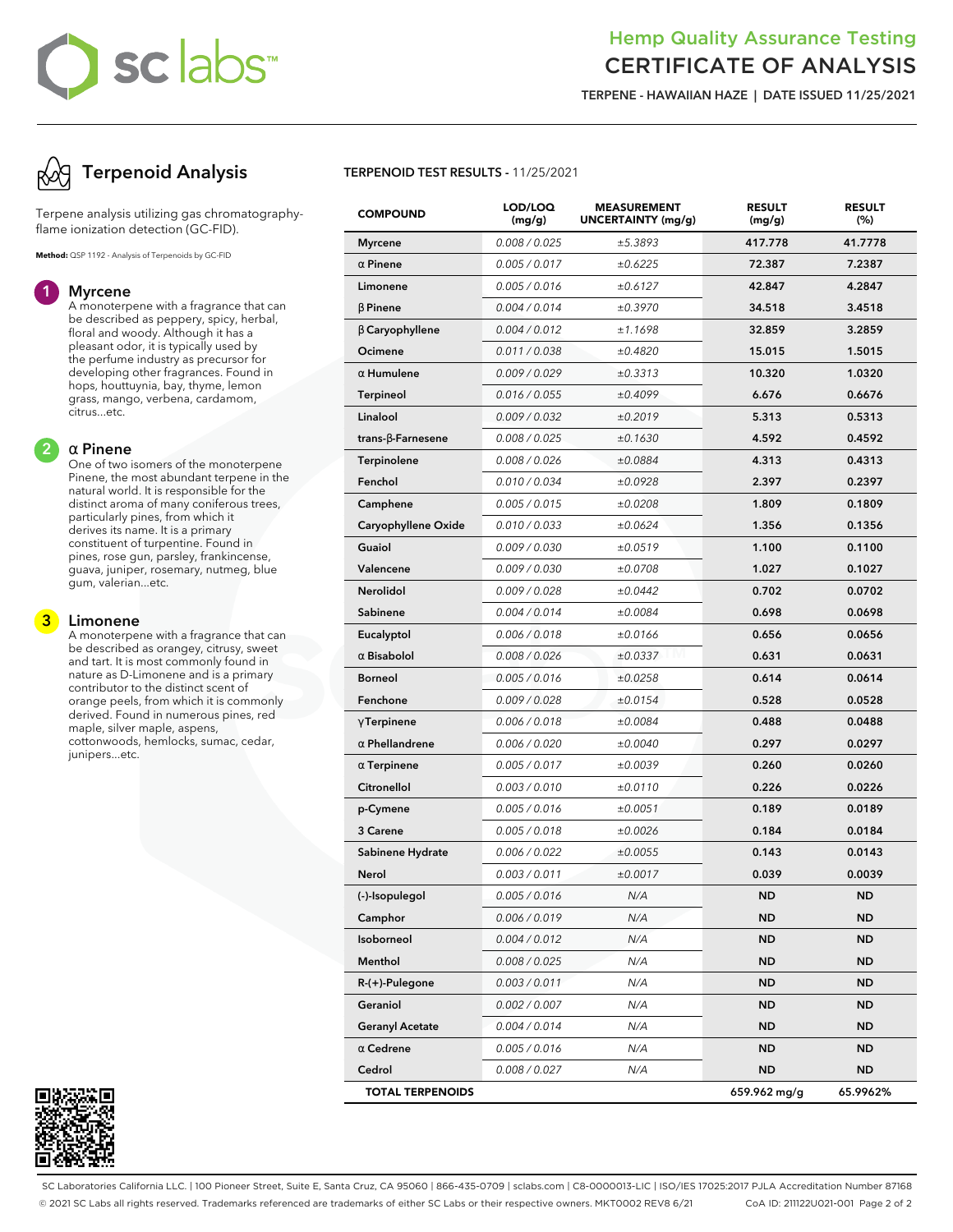# Hemp Quality Assurance Testing
# CERTIFICATE OF ANALYSIS

**TERPENE - HAWAIIAN HAZE | DATE ISSUED 11/25/2021**

## Terpenoid Analysis

Terpene analysis utilizing gas chromatography-flame ionization detection (GC-FID).

**Method:** QSP 1192 - Analysis of Terpenoids by GC-FID

### 1 Myrcene

A monoterpene with a fragrance that can be described as peppery, spicy, herbal, floral and woody. Although it has a pleasant odor, it is typically used by the perfume industry as precursor for developing other fragrances. Found in hops, houttuynia, bay, thyme, lemon grass, mango, verbena, cardamom, citrus...etc.

### 2 α Pinene

One of two isomers of the monoterpene Pinene, the most abundant terpene in the natural world. It is responsible for the distinct aroma of many coniferous trees, particularly pines, from which it derives its name. It is a primary constituent of turpentine. Found in pines, rose gun, parsley, frankincense, guava, juniper, rosemary, nutmeg, blue gum, valerian...etc.

### 3 Limonene

A monoterpene with a fragrance that can be described as orangey, citrusy, sweet and tart. It is most commonly found in nature as D-Limonene and is a primary contributor to the distinct scent of orange peels, from which it is commonly derived. Found in numerous pines, red maple, silver maple, aspens, cottonwoods, hemlocks, sumac, cedar, junipers...etc.

**TERPENOID TEST RESULTS** - 11/25/2021

| COMPOUND | LOD/LOQ (mg/g) | MEASUREMENT UNCERTAINTY (mg/g) | RESULT (mg/g) | RESULT (%) |
|---|---|---|---|---|
| Myrcene | 0.008 / 0.025 | ±5.3893 | 417.778 | 41.7778 |
| α Pinene | 0.005 / 0.017 | ±0.6225 | 72.387 | 7.2387 |
| Limonene | 0.005 / 0.016 | ±0.6127 | 42.847 | 4.2847 |
| β Pinene | 0.004 / 0.014 | ±0.3970 | 34.518 | 3.4518 |
| β Caryophyllene | 0.004 / 0.012 | ±1.1698 | 32.859 | 3.2859 |
| Ocimene | 0.011 / 0.038 | ±0.4820 | 15.015 | 1.5015 |
| α Humulene | 0.009 / 0.029 | ±0.3313 | 10.320 | 1.0320 |
| Terpineol | 0.016 / 0.055 | ±0.4099 | 6.676 | 0.6676 |
| Linalool | 0.009 / 0.032 | ±0.2019 | 5.313 | 0.5313 |
| trans-β-Farnesene | 0.008 / 0.025 | ±0.1630 | 4.592 | 0.4592 |
| Terpinolene | 0.008 / 0.026 | ±0.0884 | 4.313 | 0.4313 |
| Fenchol | 0.010 / 0.034 | ±0.0928 | 2.397 | 0.2397 |
| Camphene | 0.005 / 0.015 | ±0.0208 | 1.809 | 0.1809 |
| Caryophyllene Oxide | 0.010 / 0.033 | ±0.0624 | 1.356 | 0.1356 |
| Guaiol | 0.009 / 0.030 | ±0.0519 | 1.100 | 0.1100 |
| Valencene | 0.009 / 0.030 | ±0.0708 | 1.027 | 0.1027 |
| Nerolidol | 0.009 / 0.028 | ±0.0442 | 0.702 | 0.0702 |
| Sabinene | 0.004 / 0.014 | ±0.0084 | 0.698 | 0.0698 |
| Eucalyptol | 0.006 / 0.018 | ±0.0166 | 0.656 | 0.0656 |
| α Bisabolol | 0.008 / 0.026 | ±0.0337 | 0.631 | 0.0631 |
| Borneol | 0.005 / 0.016 | ±0.0258 | 0.614 | 0.0614 |
| Fenchone | 0.009 / 0.028 | ±0.0154 | 0.528 | 0.0528 |
| γ Terpinene | 0.006 / 0.018 | ±0.0084 | 0.488 | 0.0488 |
| α Phellandrene | 0.006 / 0.020 | ±0.0040 | 0.297 | 0.0297 |
| α Terpinene | 0.005 / 0.017 | ±0.0039 | 0.260 | 0.0260 |
| Citronellol | 0.003 / 0.010 | ±0.0110 | 0.226 | 0.0226 |
| p-Cymene | 0.005 / 0.016 | ±0.0051 | 0.189 | 0.0189 |
| 3 Carene | 0.005 / 0.018 | ±0.0026 | 0.184 | 0.0184 |
| Sabinene Hydrate | 0.006 / 0.022 | ±0.0055 | 0.143 | 0.0143 |
| Nerol | 0.003 / 0.011 | ±0.0017 | 0.039 | 0.0039 |
| (-)-Isopulegol | 0.005 / 0.016 | N/A | ND | ND |
| Camphor | 0.006 / 0.019 | N/A | ND | ND |
| Isoborneol | 0.004 / 0.012 | N/A | ND | ND |
| Menthol | 0.008 / 0.025 | N/A | ND | ND |
| R-(+)-Pulegone | 0.003 / 0.011 | N/A | ND | ND |
| Geraniol | 0.002 / 0.007 | N/A | ND | ND |
| Geranyl Acetate | 0.004 / 0.014 | N/A | ND | ND |
| α Cedrene | 0.005 / 0.016 | N/A | ND | ND |
| Cedrol | 0.008 / 0.027 | N/A | ND | ND |
| **TOTAL TERPENOIDS** | | | 659.962 mg/g | 65.9962% |

SC Laboratories California LLC. | 100 Pioneer Street, Suite E, Santa Cruz, CA 95060 | 866-435-0709 | sclabs.com | C8-0000013-LIC | ISO/IES 17025:2017 PJLA Accreditation Number 87168

© 2021 SC Labs all rights reserved. Trademarks referenced are trademarks of either SC Labs or their respective owners. MKT0002 REV8 6/21 CoA ID: 211122U021-001